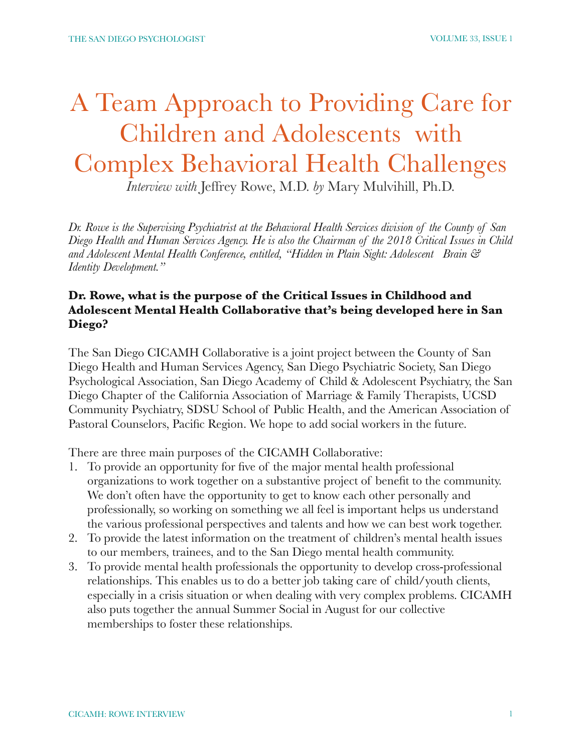# A Team Approach to Providing Care for Children and Adolescents with Complex Behavioral Health Challenges

*Interview with* Jeffrey Rowe, M.D. *by* Mary Mulvihill, Ph.D.

*Dr. Rowe is the Supervising Psychiatrist at the Behavioral Health Services division of the County of San Diego Health and Human Services Agency. He is also the Chairman of the 2018 Critical Issues in Child and Adolescent Mental Health Conference, entitled, "Hidden in Plain Sight: Adolescent Brain & Identity Development."*

**Dr. Rowe, what is the purpose of the Critical Issues in Childhood and Adolescent Mental Health Collaborative that's being developed here in San Diego?**

The San Diego CICAMH Collaborative is a joint project between the County of San Diego Health and Human Services Agency, San Diego Psychiatric Society, San Diego Psychological Association, San Diego Academy of Child & Adolescent Psychiatry, the San Diego Chapter of the California Association of Marriage & Family Therapists, UCSD Community Psychiatry, SDSU School of Public Health, and the American Association of Pastoral Counselors, Pacific Region. We hope to add social workers in the future.

There are three main purposes of the CICAMH Collaborative:

1. To provide an opportunity for five of the major mental health professional organizations to work together on a substantive project of benefit to the community. We don't often have the opportunity to get to know each other personally and professionally, so working on something we all feel is important helps us understand the various professional perspectives and talents and how we can best work together.
2. To provide the latest information on the treatment of children's mental health issues to our members, trainees, and to the San Diego mental health community.
3. To provide mental health professionals the opportunity to develop cross-professional relationships. This enables us to do a better job taking care of child/youth clients, especially in a crisis situation or when dealing with very complex problems. CICAMH also puts together the annual Summer Social in August for our collective memberships to foster these relationships.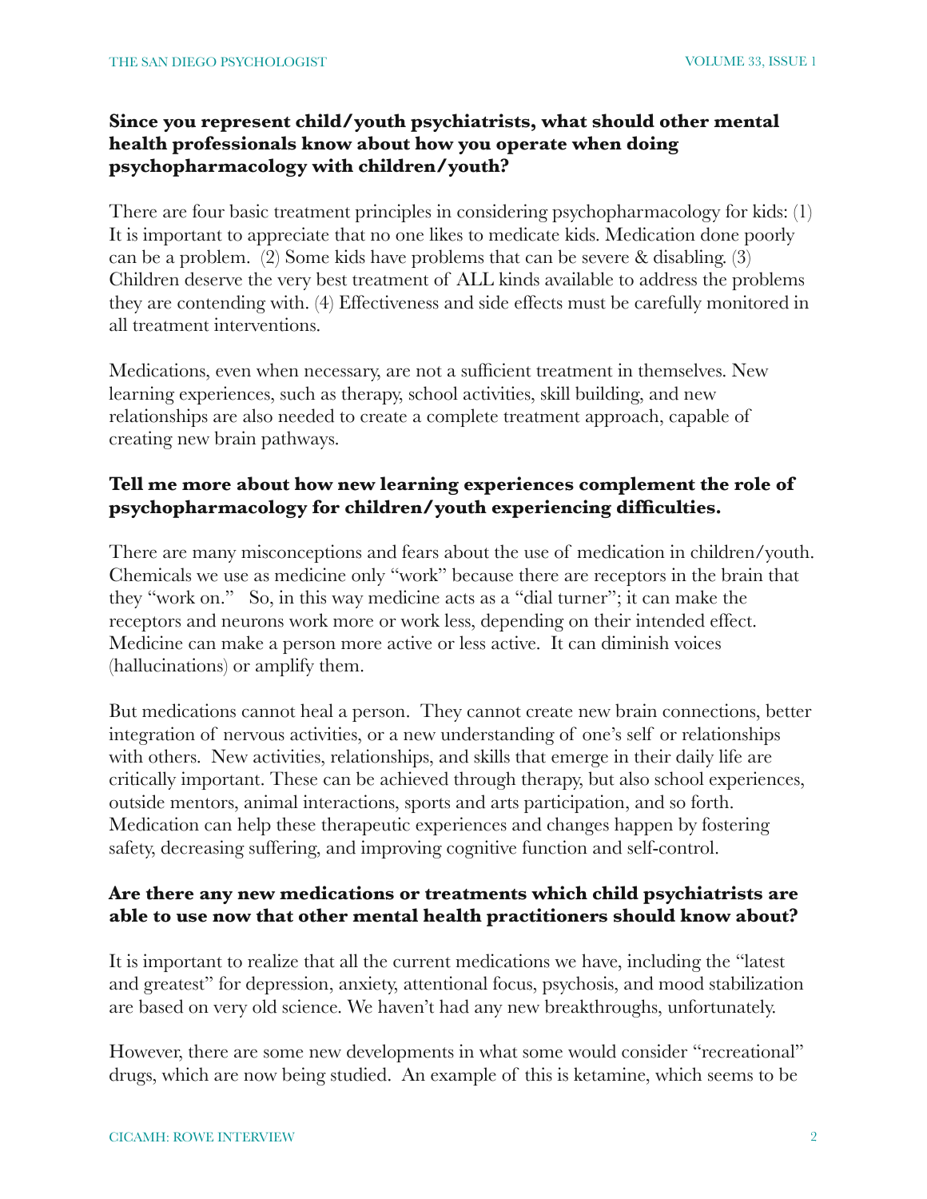**Since you represent child/youth psychiatrists, what should other mental health professionals know about how you operate when doing psychopharmacology with children/youth?**

There are four basic treatment principles in considering psychopharmacology for kids: (1) It is important to appreciate that no one likes to medicate kids. Medication done poorly can be a problem. (2) Some kids have problems that can be severe & disabling. (3) Children deserve the very best treatment of ALL kinds available to address the problems they are contending with. (4) Effectiveness and side effects must be carefully monitored in all treatment interventions.

Medications, even when necessary, are not a sufficient treatment in themselves. New learning experiences, such as therapy, school activities, skill building, and new relationships are also needed to create a complete treatment approach, capable of creating new brain pathways.

**Tell me more about how new learning experiences complement the role of psychopharmacology for children/youth experiencing difficulties.**

There are many misconceptions and fears about the use of medication in children/youth. Chemicals we use as medicine only "work" because there are receptors in the brain that they "work on." So, in this way medicine acts as a "dial turner"; it can make the receptors and neurons work more or work less, depending on their intended effect. Medicine can make a person more active or less active. It can diminish voices (hallucinations) or amplify them.

But medications cannot heal a person. They cannot create new brain connections, better integration of nervous activities, or a new understanding of one's self or relationships with others. New activities, relationships, and skills that emerge in their daily life are critically important. These can be achieved through therapy, but also school experiences, outside mentors, animal interactions, sports and arts participation, and so forth. Medication can help these therapeutic experiences and changes happen by fostering safety, decreasing suffering, and improving cognitive function and self-control.

**Are there any new medications or treatments which child psychiatrists are able to use now that other mental health practitioners should know about?**

It is important to realize that all the current medications we have, including the "latest and greatest" for depression, anxiety, attentional focus, psychosis, and mood stabilization are based on very old science. We haven't had any new breakthroughs, unfortunately.

However, there are some new developments in what some would consider "recreational" drugs, which are now being studied. An example of this is ketamine, which seems to be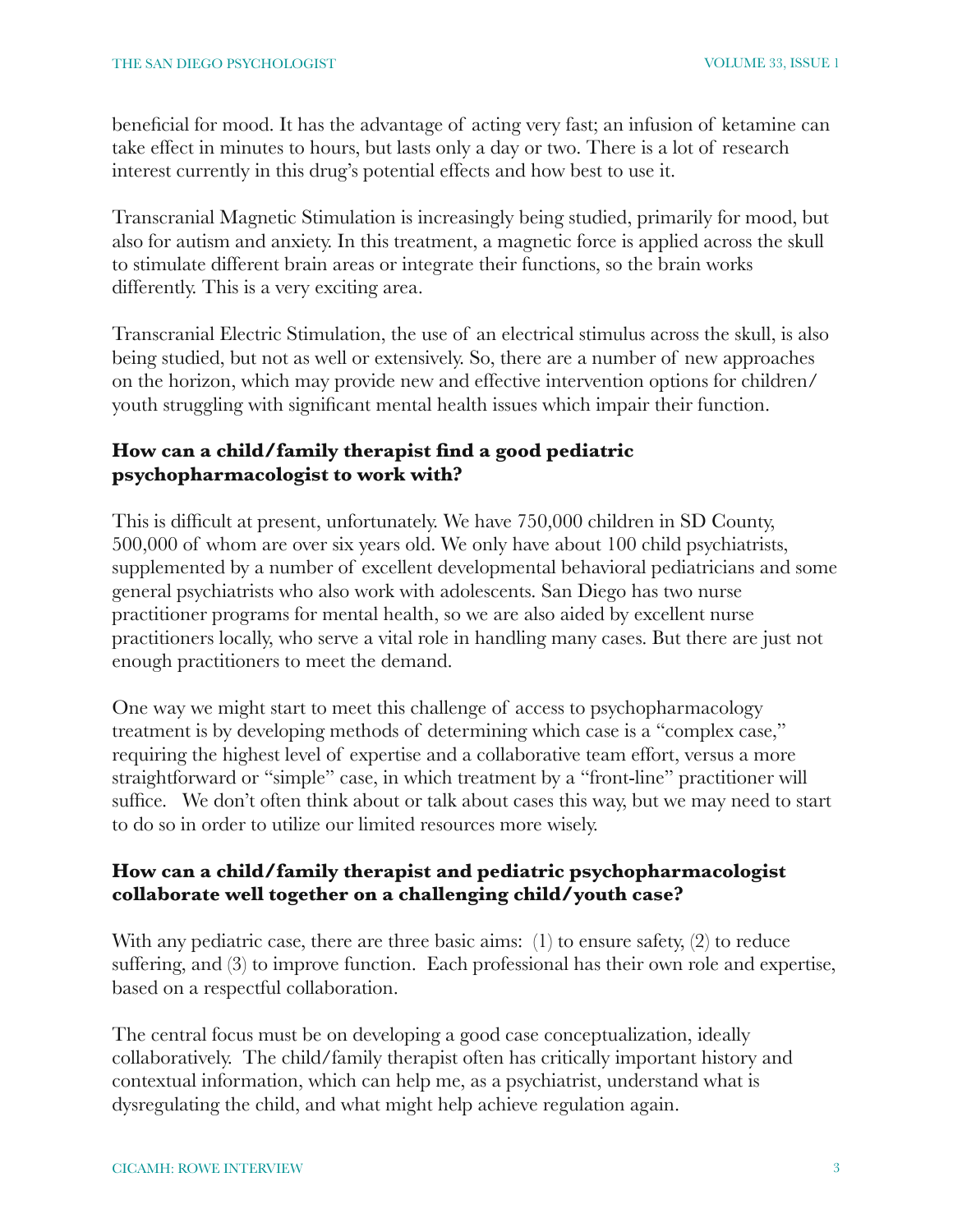beneficial for mood. It has the advantage of acting very fast; an infusion of ketamine can take effect in minutes to hours, but lasts only a day or two. There is a lot of research interest currently in this drug's potential effects and how best to use it.

Transcranial Magnetic Stimulation is increasingly being studied, primarily for mood, but also for autism and anxiety. In this treatment, a magnetic force is applied across the skull to stimulate different brain areas or integrate their functions, so the brain works differently. This is a very exciting area.

Transcranial Electric Stimulation, the use of an electrical stimulus across the skull, is also being studied, but not as well or extensively. So, there are a number of new approaches on the horizon, which may provide new and effective intervention options for children/youth struggling with significant mental health issues which impair their function.

**How can a child/family therapist find a good pediatric psychopharmacologist to work with?**

This is difficult at present, unfortunately. We have 750,000 children in SD County, 500,000 of whom are over six years old. We only have about 100 child psychiatrists, supplemented by a number of excellent developmental behavioral pediatricians and some general psychiatrists who also work with adolescents. San Diego has two nurse practitioner programs for mental health, so we are also aided by excellent nurse practitioners locally, who serve a vital role in handling many cases. But there are just not enough practitioners to meet the demand.

One way we might start to meet this challenge of access to psychopharmacology treatment is by developing methods of determining which case is a "complex case," requiring the highest level of expertise and a collaborative team effort, versus a more straightforward or "simple" case, in which treatment by a "front-line" practitioner will suffice. We don't often think about or talk about cases this way, but we may need to start to do so in order to utilize our limited resources more wisely.

**How can a child/family therapist and pediatric psychopharmacologist collaborate well together on a challenging child/youth case?**

With any pediatric case, there are three basic aims: (1) to ensure safety, (2) to reduce suffering, and (3) to improve function. Each professional has their own role and expertise, based on a respectful collaboration.

The central focus must be on developing a good case conceptualization, ideally collaboratively. The child/family therapist often has critically important history and contextual information, which can help me, as a psychiatrist, understand what is dysregulating the child, and what might help achieve regulation again.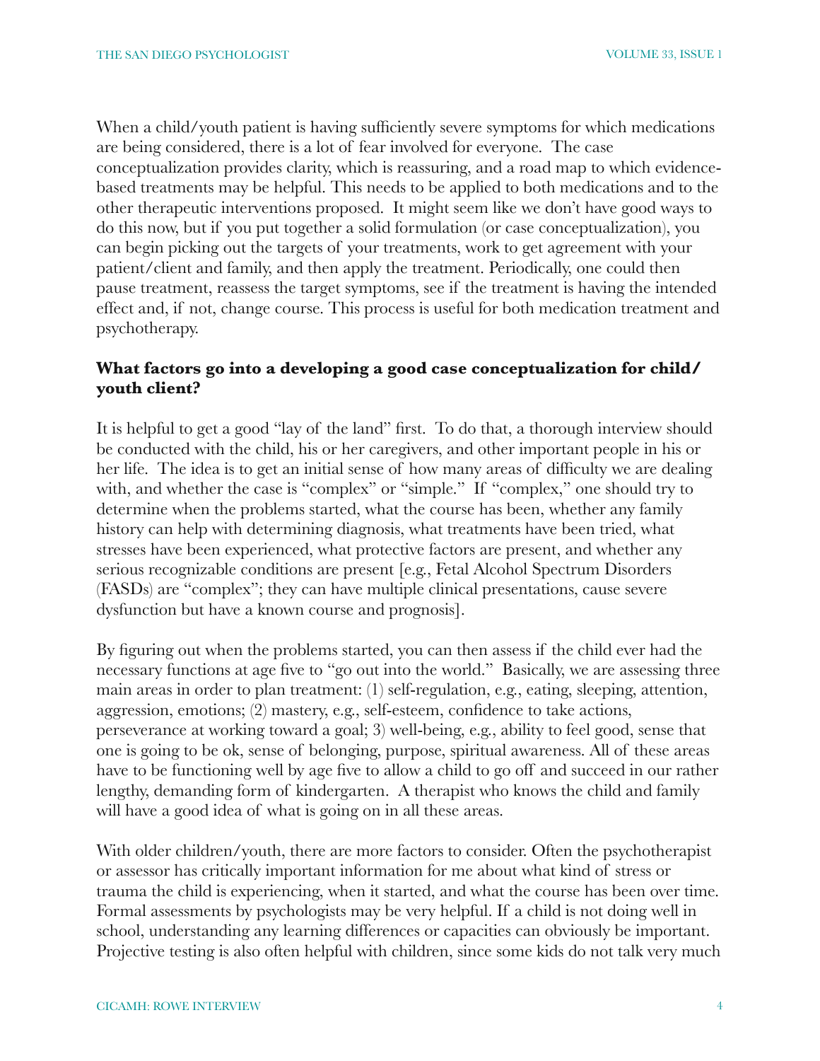When a child/youth patient is having sufficiently severe symptoms for which medications are being considered, there is a lot of fear involved for everyone. The case conceptualization provides clarity, which is reassuring, and a road map to which evidence-based treatments may be helpful. This needs to be applied to both medications and to the other therapeutic interventions proposed. It might seem like we don't have good ways to do this now, but if you put together a solid formulation (or case conceptualization), you can begin picking out the targets of your treatments, work to get agreement with your patient/client and family, and then apply the treatment. Periodically, one could then pause treatment, reassess the target symptoms, see if the treatment is having the intended effect and, if not, change course. This process is useful for both medication treatment and psychotherapy.

### What factors go into a developing a good case conceptualization for child/youth client?

It is helpful to get a good "lay of the land" first. To do that, a thorough interview should be conducted with the child, his or her caregivers, and other important people in his or her life. The idea is to get an initial sense of how many areas of difficulty we are dealing with, and whether the case is "complex" or "simple." If "complex," one should try to determine when the problems started, what the course has been, whether any family history can help with determining diagnosis, what treatments have been tried, what stresses have been experienced, what protective factors are present, and whether any serious recognizable conditions are present [e.g., Fetal Alcohol Spectrum Disorders (FASDs) are "complex"; they can have multiple clinical presentations, cause severe dysfunction but have a known course and prognosis].

By figuring out when the problems started, you can then assess if the child ever had the necessary functions at age five to "go out into the world." Basically, we are assessing three main areas in order to plan treatment: (1) self-regulation, e.g., eating, sleeping, attention, aggression, emotions; (2) mastery, e.g., self-esteem, confidence to take actions, perseverance at working toward a goal; 3) well-being, e.g., ability to feel good, sense that one is going to be ok, sense of belonging, purpose, spiritual awareness. All of these areas have to be functioning well by age five to allow a child to go off and succeed in our rather lengthy, demanding form of kindergarten. A therapist who knows the child and family will have a good idea of what is going on in all these areas.

With older children/youth, there are more factors to consider. Often the psychotherapist or assessor has critically important information for me about what kind of stress or trauma the child is experiencing, when it started, and what the course has been over time. Formal assessments by psychologists may be very helpful. If a child is not doing well in school, understanding any learning differences or capacities can obviously be important. Projective testing is also often helpful with children, since some kids do not talk very much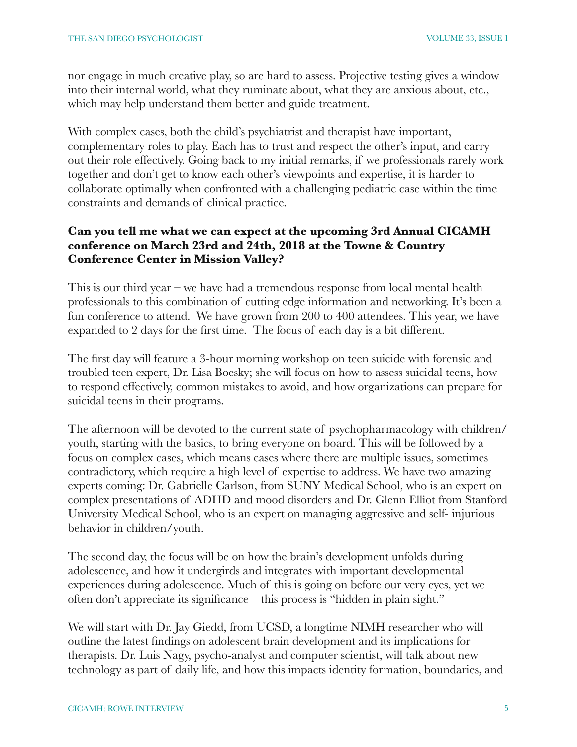nor engage in much creative play, so are hard to assess. Projective testing gives a window into their internal world, what they ruminate about, what they are anxious about, etc., which may help understand them better and guide treatment.

With complex cases, both the child's psychiatrist and therapist have important, complementary roles to play. Each has to trust and respect the other's input, and carry out their role effectively. Going back to my initial remarks, if we professionals rarely work together and don't get to know each other's viewpoints and expertise, it is harder to collaborate optimally when confronted with a challenging pediatric case within the time constraints and demands of clinical practice.

**Can you tell me what we can expect at the upcoming 3rd Annual CICAMH conference on March 23rd and 24th, 2018 at the Towne & Country Conference Center in Mission Valley?**

This is our third year – we have had a tremendous response from local mental health professionals to this combination of cutting edge information and networking. It's been a fun conference to attend. We have grown from 200 to 400 attendees. This year, we have expanded to 2 days for the first time. The focus of each day is a bit different.

The first day will feature a 3-hour morning workshop on teen suicide with forensic and troubled teen expert, Dr. Lisa Boesky; she will focus on how to assess suicidal teens, how to respond effectively, common mistakes to avoid, and how organizations can prepare for suicidal teens in their programs.

The afternoon will be devoted to the current state of psychopharmacology with children/youth, starting with the basics, to bring everyone on board. This will be followed by a focus on complex cases, which means cases where there are multiple issues, sometimes contradictory, which require a high level of expertise to address. We have two amazing experts coming: Dr. Gabrielle Carlson, from SUNY Medical School, who is an expert on complex presentations of ADHD and mood disorders and Dr. Glenn Elliot from Stanford University Medical School, who is an expert on managing aggressive and self- injurious behavior in children/youth.

The second day, the focus will be on how the brain's development unfolds during adolescence, and how it undergirds and integrates with important developmental experiences during adolescence. Much of this is going on before our very eyes, yet we often don't appreciate its significance – this process is "hidden in plain sight."

We will start with Dr. Jay Giedd, from UCSD, a longtime NIMH researcher who will outline the latest findings on adolescent brain development and its implications for therapists. Dr. Luis Nagy, psycho-analyst and computer scientist, will talk about new technology as part of daily life, and how this impacts identity formation, boundaries, and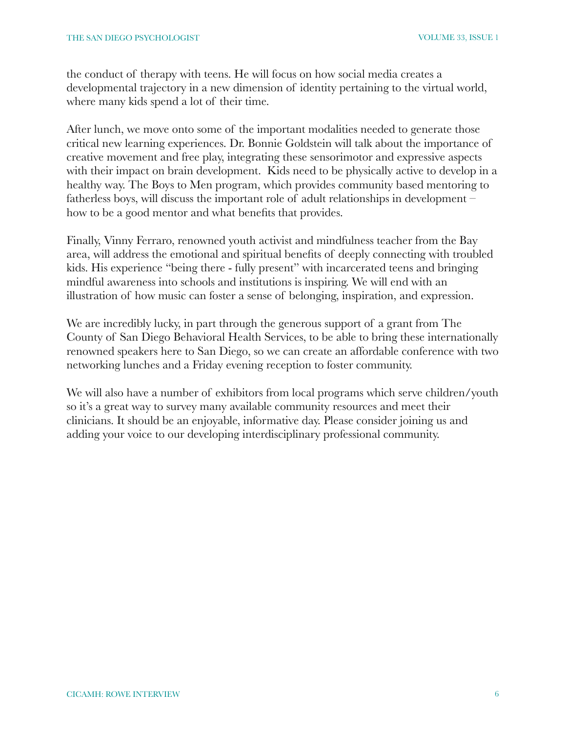the conduct of therapy with teens. He will focus on how social media creates a developmental trajectory in a new dimension of identity pertaining to the virtual world, where many kids spend a lot of their time.

After lunch, we move onto some of the important modalities needed to generate those critical new learning experiences. Dr. Bonnie Goldstein will talk about the importance of creative movement and free play, integrating these sensorimotor and expressive aspects with their impact on brain development. Kids need to be physically active to develop in a healthy way. The Boys to Men program, which provides community based mentoring to fatherless boys, will discuss the important role of adult relationships in development – how to be a good mentor and what benefits that provides.

Finally, Vinny Ferraro, renowned youth activist and mindfulness teacher from the Bay area, will address the emotional and spiritual benefits of deeply connecting with troubled kids. His experience "being there - fully present" with incarcerated teens and bringing mindful awareness into schools and institutions is inspiring. We will end with an illustration of how music can foster a sense of belonging, inspiration, and expression.

We are incredibly lucky, in part through the generous support of a grant from The County of San Diego Behavioral Health Services, to be able to bring these internationally renowned speakers here to San Diego, so we can create an affordable conference with two networking lunches and a Friday evening reception to foster community.

We will also have a number of exhibitors from local programs which serve children/youth so it's a great way to survey many available community resources and meet their clinicians. It should be an enjoyable, informative day. Please consider joining us and adding your voice to our developing interdisciplinary professional community.